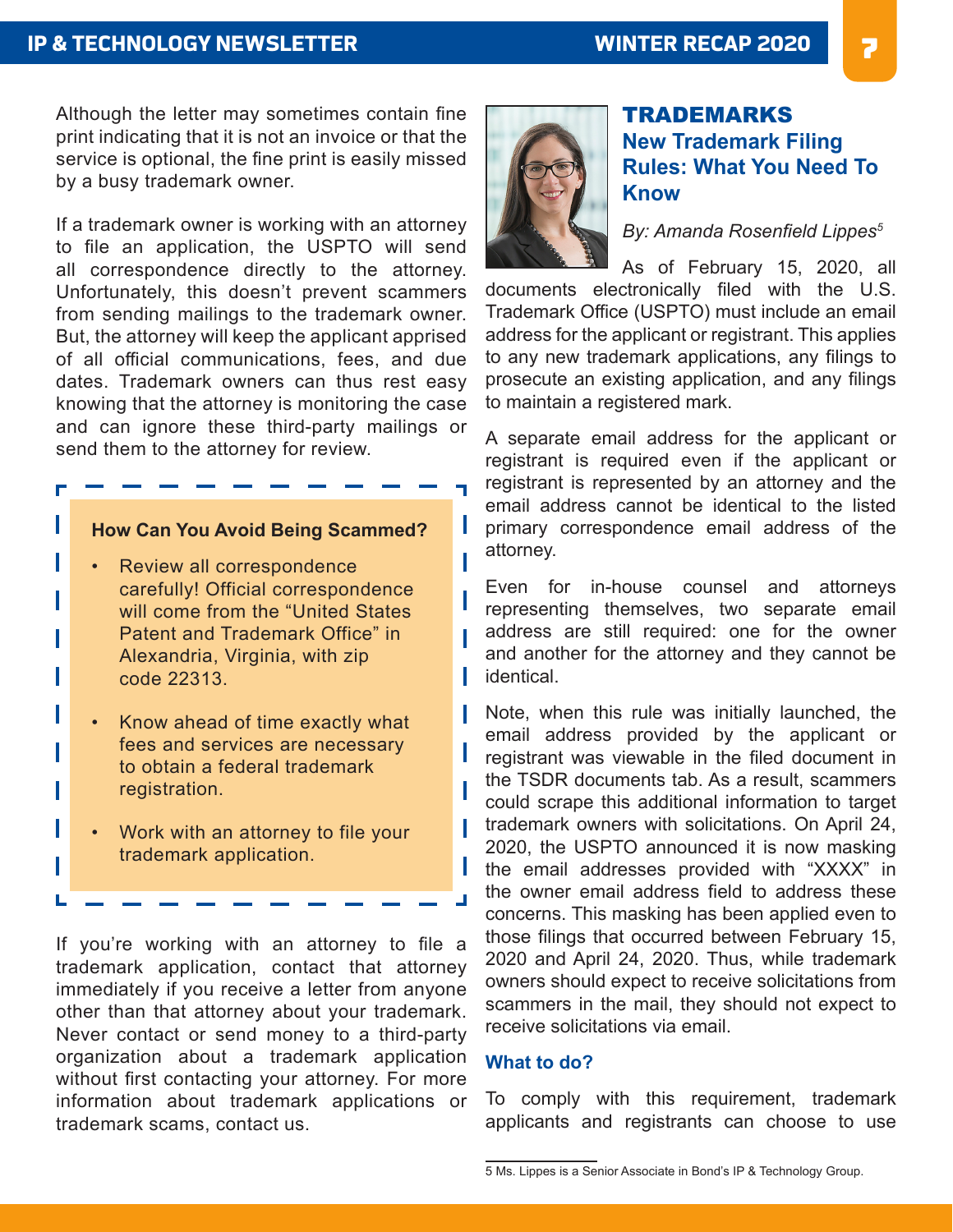Although the letter may sometimes contain fine print indicating that it is not an invoice or that the service is optional, the fine print is easily missed by a busy trademark owner.

If a trademark owner is working with an attorney to file an application, the USPTO will send all correspondence directly to the attorney. Unfortunately, this doesn't prevent scammers from sending mailings to the trademark owner. But, the attorney will keep the applicant apprised of all official communications, fees, and due dates. Trademark owners can thus rest easy knowing that the attorney is monitoring the case and can ignore these third-party mailings or send them to the attorney for review.

**How Can You Avoid Being Scammed?**

- Review all correspondence carefully! Official correspondence will come from the "United States Patent and Trademark Office" in Alexandria, Virginia, with zip code 22313.
- Know ahead of time exactly what fees and services are necessary to obtain a federal trademark registration.
- Work with an attorney to file your trademark application.

If you're working with an attorney to file a trademark application, contact that attorney immediately if you receive a letter from anyone other than that attorney about your trademark. Never contact or send money to a third-party organization about a trademark application without first contacting your attorney. For more information about trademark applications or trademark scams, contact us.

## TRADEMARKS

### New Trademark Filing Rules: What You Need To Know

*By: Amanda Rosenfield Lippes*[5]

As of February 15, 2020, all documents electronically filed with the U.S. Trademark Office (USPTO) must include an email address for the applicant or registrant. This applies to any new trademark applications, any filings to prosecute an existing application, and any filings to maintain a registered mark.

A separate email address for the applicant or registrant is required even if the applicant or registrant is represented by an attorney and the email address cannot be identical to the listed primary correspondence email address of the attorney.

Even for in-house counsel and attorneys representing themselves, two separate email address are still required: one for the owner and another for the attorney and they cannot be identical.

Note, when this rule was initially launched, the email address provided by the applicant or registrant was viewable in the filed document in the TSDR documents tab. As a result, scammers could scrape this additional information to target trademark owners with solicitations. On April 24, 2020, the USPTO announced it is now masking the email addresses provided with "XXXX" in the owner email address field to address these concerns. This masking has been applied even to those filings that occurred between February 15, 2020 and April 24, 2020. Thus, while trademark owners should expect to receive solicitations from scammers in the mail, they should not expect to receive solicitations via email.

#### What to do?

To comply with this requirement, trademark applicants and registrants can choose to use

5 Ms. Lippes is a Senior Associate in Bond's IP & Technology Group.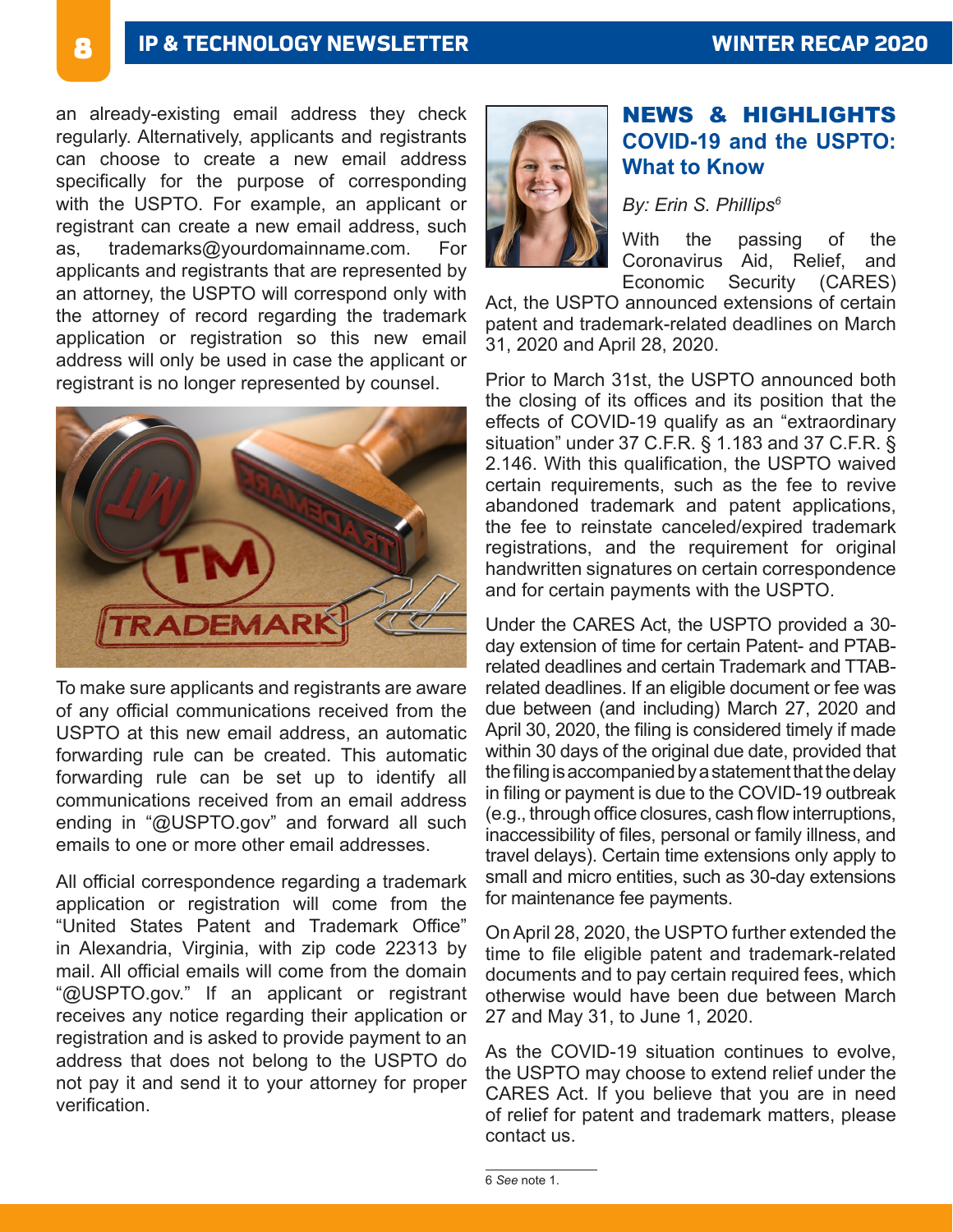an already-existing email address they check regularly. Alternatively, applicants and registrants can choose to create a new email address specifically for the purpose of corresponding with the USPTO. For example, an applicant or registrant can create a new email address, such as, trademarks@yourdomainname.com. For applicants and registrants that are represented by an attorney, the USPTO will correspond only with the attorney of record regarding the trademark application or registration so this new email address will only be used in case the applicant or registrant is no longer represented by counsel.

To make sure applicants and registrants are aware of any official communications received from the USPTO at this new email address, an automatic forwarding rule can be created. This automatic forwarding rule can be set up to identify all communications received from an email address ending in "@USPTO.gov" and forward all such emails to one or more other email addresses.

All official correspondence regarding a trademark application or registration will come from the "United States Patent and Trademark Office" in Alexandria, Virginia, with zip code 22313 by mail. All official emails will come from the domain "@USPTO.gov." If an applicant or registrant receives any notice regarding their application or registration and is asked to provide payment to an address that does not belong to the USPTO do not pay it and send it to your attorney for proper verification.

# NEWS & HIGHLIGHTS

## COVID-19 and the USPTO: What to Know

*By: Erin S. Phillips*[6]

With the passing of the Coronavirus Aid, Relief, and Economic Security (CARES) Act, the USPTO announced extensions of certain patent and trademark-related deadlines on March 31, 2020 and April 28, 2020.

Prior to March 31st, the USPTO announced both the closing of its offices and its position that the effects of COVID-19 qualify as an "extraordinary situation" under 37 C.F.R. § 1.183 and 37 C.F.R. § 2.146. With this qualification, the USPTO waived certain requirements, such as the fee to revive abandoned trademark and patent applications, the fee to reinstate canceled/expired trademark registrations, and the requirement for original handwritten signatures on certain correspondence and for certain payments with the USPTO.

Under the CARES Act, the USPTO provided a 30-day extension of time for certain Patent- and PTAB-related deadlines and certain Trademark and TTAB-related deadlines. If an eligible document or fee was due between (and including) March 27, 2020 and April 30, 2020, the filing is considered timely if made within 30 days of the original due date, provided that the filing is accompanied by a statement that the delay in filing or payment is due to the COVID-19 outbreak (e.g., through office closures, cash flow interruptions, inaccessibility of files, personal or family illness, and travel delays). Certain time extensions only apply to small and micro entities, such as 30-day extensions for maintenance fee payments.

On April 28, 2020, the USPTO further extended the time to file eligible patent and trademark-related documents and to pay certain required fees, which otherwise would have been due between March 27 and May 31, to June 1, 2020.

As the COVID-19 situation continues to evolve, the USPTO may choose to extend relief under the CARES Act. If you believe that you are in need of relief for patent and trademark matters, please contact us.

---

6 *See* note 1.